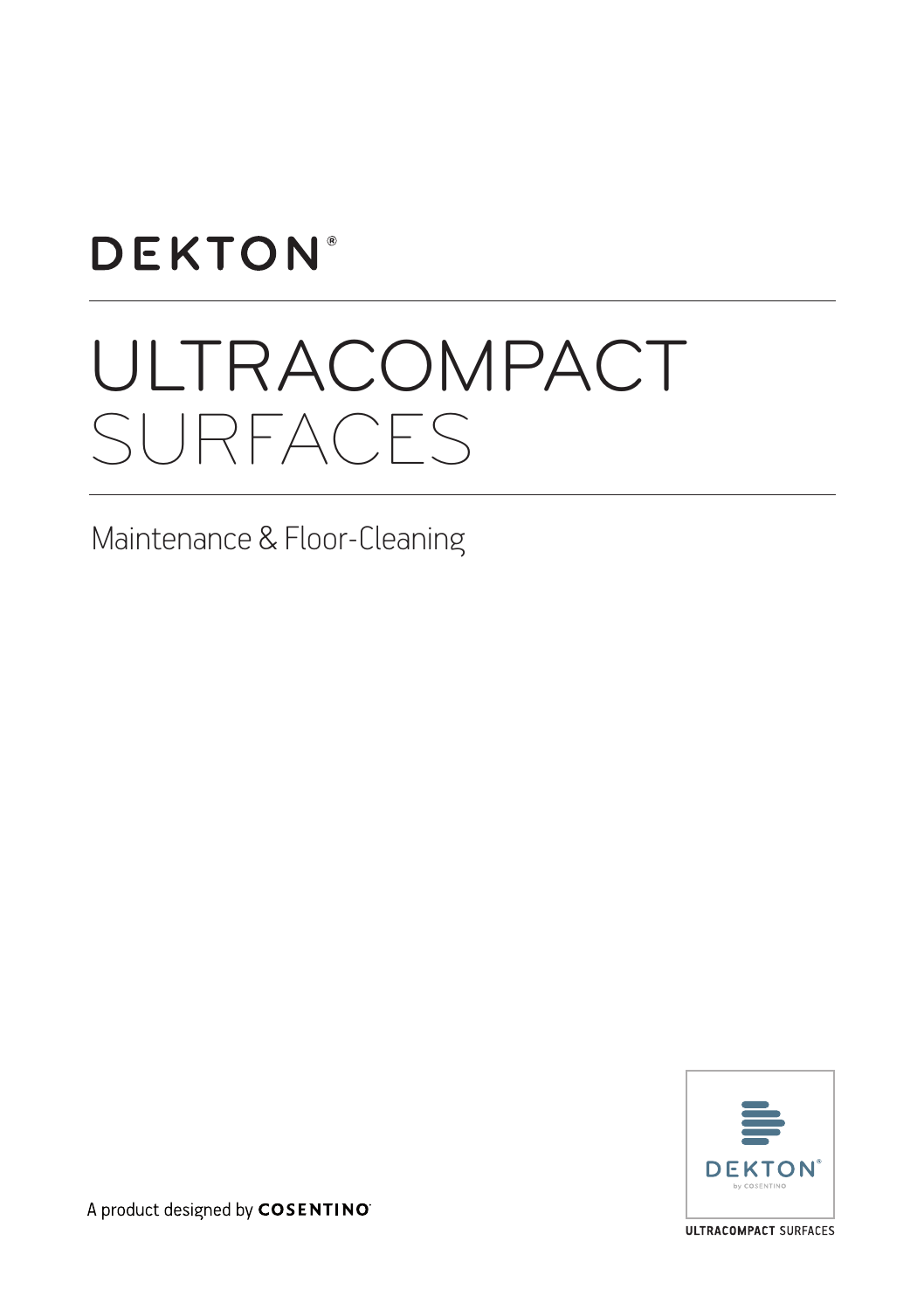DEKTON®

# ULTRACOMPACT SURFACES

## Maintenance & Floor-Cleaning

A product designed by **COSENTINO**

DEKTON® by COSENTINO

**ULTRACOMPACT** SURFACES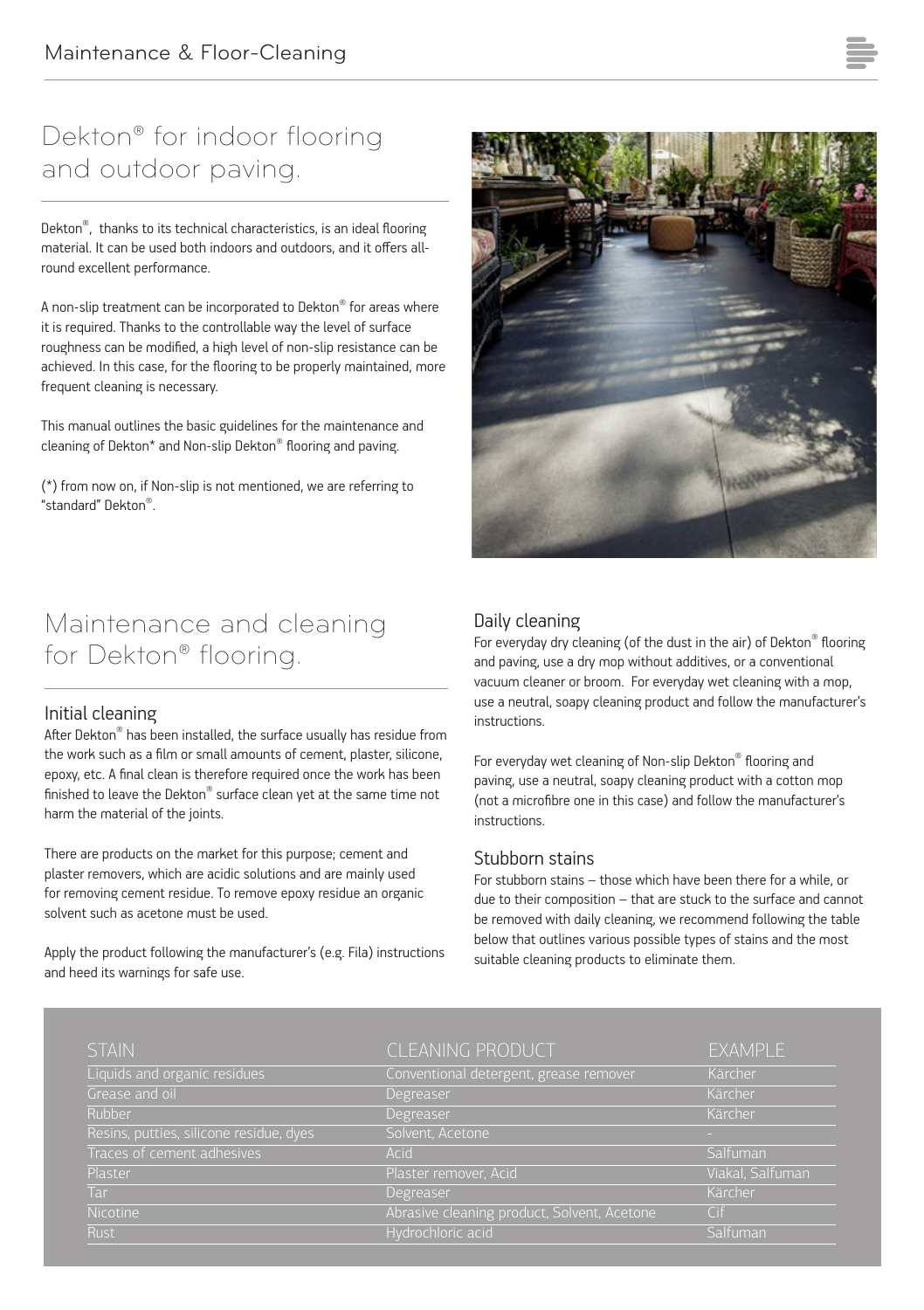# Dekton® for indoor flooring and outdoor paving.

Dekton®, thanks to its technical characteristics, is an ideal flooring material. It can be used both indoors and outdoors, and it offers all-round excellent performance.

A non-slip treatment can be incorporated to Dekton® for areas where it is required. Thanks to the controllable way the level of surface roughness can be modified, a high level of non-slip resistance can be achieved. In this case, for the flooring to be properly maintained, more frequent cleaning is necessary.

This manual outlines the basic guidelines for the maintenance and cleaning of Dekton* and Non-slip Dekton® flooring and paving.

(*) from now on, if Non-slip is not mentioned, we are referring to "standard" Dekton®.

# Maintenance and cleaning for Dekton® flooring.

## Initial cleaning

After Dekton® has been installed, the surface usually has residue from the work such as a film or small amounts of cement, plaster, silicone, epoxy, etc. A final clean is therefore required once the work has been finished to leave the Dekton® surface clean yet at the same time not harm the material of the joints.

There are products on the market for this purpose; cement and plaster removers, which are acidic solutions and are mainly used for removing cement residue. To remove epoxy residue an organic solvent such as acetone must be used.

Apply the product following the manufacturer's (e.g. Fila) instructions and heed its warnings for safe use.

## Daily cleaning

For everyday dry cleaning (of the dust in the air) of Dekton® flooring and paving, use a dry mop without additives, or a conventional vacuum cleaner or broom. For everyday wet cleaning with a mop, use a neutral, soapy cleaning product and follow the manufacturer's instructions.

For everyday wet cleaning of Non-slip Dekton® flooring and paving, use a neutral, soapy cleaning product with a cotton mop (not a microfibre one in this case) and follow the manufacturer's instructions.

## Stubborn stains

For stubborn stains – those which have been there for a while, or due to their composition – that are stuck to the surface and cannot be removed with daily cleaning, we recommend following the table below that outlines various possible types of stains and the most suitable cleaning products to eliminate them.

| STAIN | CLEANING PRODUCT | EXAMPLE |
|---|---|---|
| Liquids and organic residues | Conventional detergent, grease remover | Kärcher |
| Grease and oil | Degreaser | Kärcher |
| Rubber | Degreaser | Kärcher |
| Resins, putties, silicone residue, dyes | Solvent, Acetone | - |
| Traces of cement adhesives | Acid | Salfuman |
| Plaster | Plaster remover, Acid | Viakal, Salfuman |
| Tar | Degreaser | Kärcher |
| Nicotine | Abrasive cleaning product, Solvent, Acetone | Cif |
| Rust | Hydrochloric acid | Salfuman |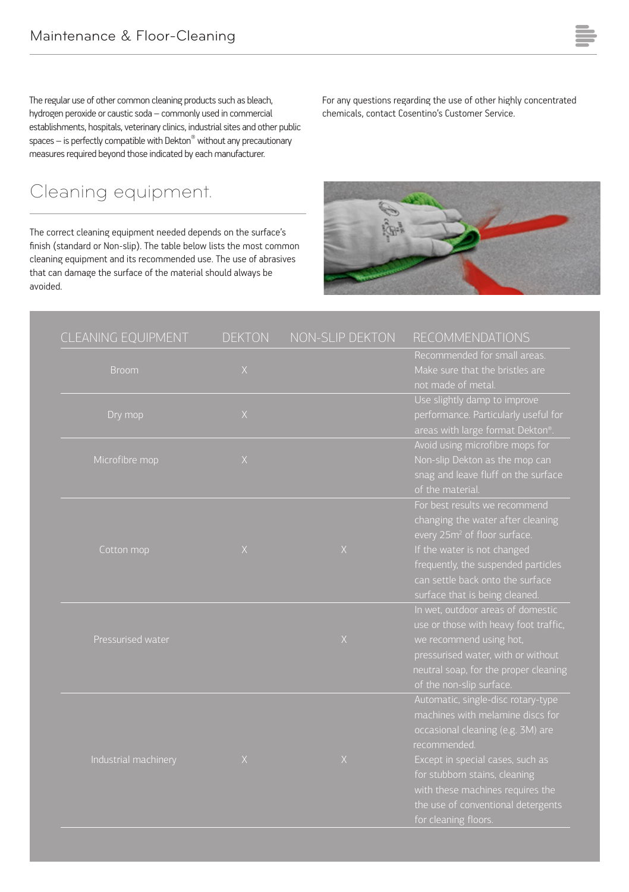The regular use of other common cleaning products such as bleach, hydrogen peroxide or caustic soda – commonly used in commercial establishments, hospitals, veterinary clinics, industrial sites and other public spaces – is perfectly compatible with Dekton® without any precautionary measures required beyond those indicated by each manufacturer.

For any questions regarding the use of other highly concentrated chemicals, contact Cosentino's Customer Service.

## Cleaning equipment.

The correct cleaning equipment needed depends on the surface's finish (standard or Non-slip). The table below lists the most common cleaning equipment and its recommended use. The use of abrasives that can damage the surface of the material should always be avoided.

| CLEANING EQUIPMENT | DEKTON | NON-SLIP DEKTON | RECOMMENDATIONS |
|---|---|---|---|
| Broom | X | | Recommended for small areas. Make sure that the bristles are not made of metal. |
| Dry mop | X | | Use slightly damp to improve performance. Particularly useful for areas with large format Dekton®. |
| Microfibre mop | X | | Avoid using microfibre mops for Non-slip Dekton as the mop can snag and leave fluff on the surface of the material. |
| Cotton mop | X | X | For best results we recommend changing the water after cleaning every 25m² of floor surface. If the water is not changed frequently, the suspended particles can settle back onto the surface surface that is being cleaned. |
| Pressurised water | | X | In wet, outdoor areas of domestic use or those with heavy foot traffic, we recommend using hot, pressurised water, with or without neutral soap, for the proper cleaning of the non-slip surface. |
| Industrial machinery | X | X | Automatic, single-disc rotary-type machines with melamine discs for occasional cleaning (e.g. 3M) are recommended. Except in special cases, such as for stubborn stains, cleaning with these machines requires the the use of conventional detergents for cleaning floors. |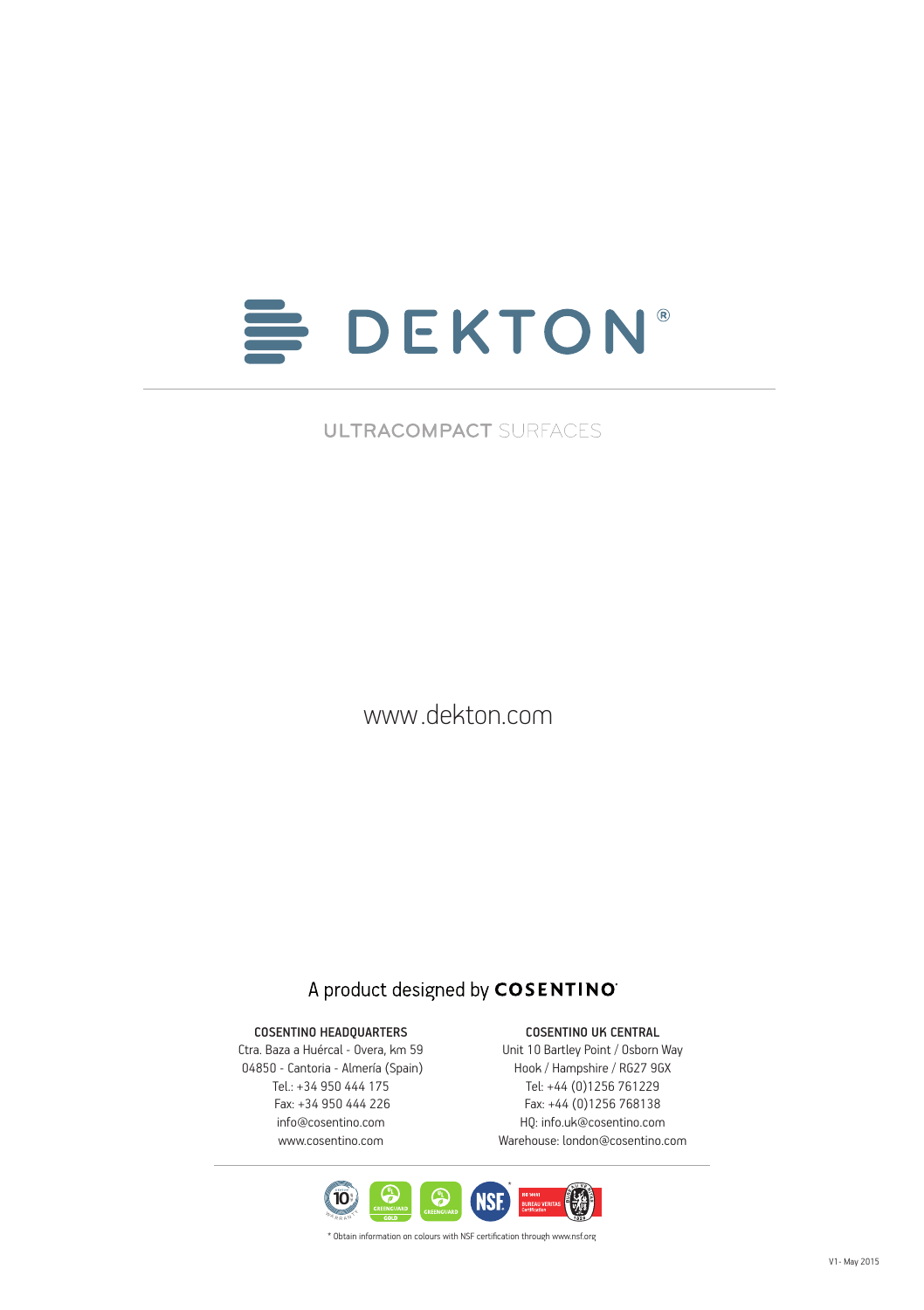# DEKTON®

**ULTRACOMPACT** SURFACES

www.dekton.com

A product designed by **COSENTINO**

**COSENTINO HEADQUARTERS**
Ctra. Baza a Huércal - Overa, km 59
04850 - Cantoria - Almería (Spain)
Tel.: +34 950 444 175
Fax: +34 950 444 226
info@cosentino.com
www.cosentino.com

**COSENTINO UK CENTRAL**
Unit 10 Bartley Point / Osborn Way
Hook / Hampshire / RG27 9GX
Tel: +44 (0)1256 761229
Fax: +44 (0)1256 768138
HQ: info.uk@cosentino.com
Warehouse: london@cosentino.com

* Obtain information on colours with NSF certification through www.nsf.org

V1- May 2015